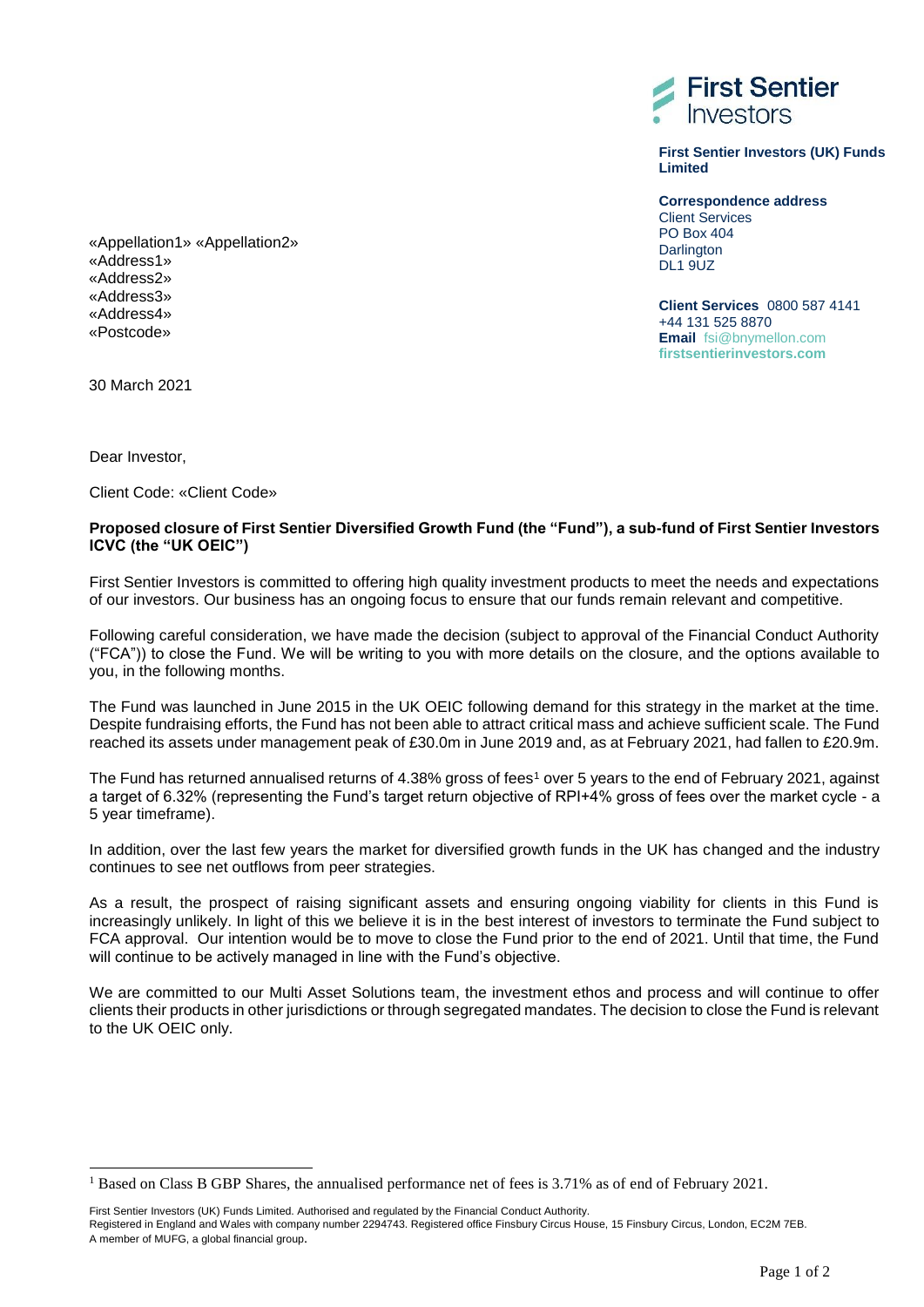First Sentier Investors

**First Sentier Investors (UK) Funds Limited**

**Correspondence address**
Client Services
PO Box 404
Darlington
DL1 9UZ

**Client Services** 0800 587 4141
+44 131 525 8870
**Email** fsi@bnymellon.com
**firstsentierinvestors.com**

«Appellation1» «Appellation2»
«Address1»
«Address2»
«Address3»
«Address4»
«Postcode»

30 March 2021

Dear Investor,

Client Code: «Client Code»

**Proposed closure of First Sentier Diversified Growth Fund (the "Fund"), a sub-fund of First Sentier Investors ICVC (the "UK OEIC")**

First Sentier Investors is committed to offering high quality investment products to meet the needs and expectations of our investors. Our business has an ongoing focus to ensure that our funds remain relevant and competitive.

Following careful consideration, we have made the decision (subject to approval of the Financial Conduct Authority ("FCA")) to close the Fund. We will be writing to you with more details on the closure, and the options available to you, in the following months.

The Fund was launched in June 2015 in the UK OEIC following demand for this strategy in the market at the time. Despite fundraising efforts, the Fund has not been able to attract critical mass and achieve sufficient scale. The Fund reached its assets under management peak of £30.0m in June 2019 and, as at February 2021, had fallen to £20.9m.

The Fund has returned annualised returns of 4.38% gross of fees[1] over 5 years to the end of February 2021, against a target of 6.32% (representing the Fund's target return objective of RPI+4% gross of fees over the market cycle - a 5 year timeframe).

In addition, over the last few years the market for diversified growth funds in the UK has changed and the industry continues to see net outflows from peer strategies.

As a result, the prospect of raising significant assets and ensuring ongoing viability for clients in this Fund is increasingly unlikely. In light of this we believe it is in the best interest of investors to terminate the Fund subject to FCA approval. Our intention would be to move to close the Fund prior to the end of 2021. Until that time, the Fund will continue to be actively managed in line with the Fund's objective.

We are committed to our Multi Asset Solutions team, the investment ethos and process and will continue to offer clients their products in other jurisdictions or through segregated mandates. The decision to close the Fund is relevant to the UK OEIC only.

[1] Based on Class B GBP Shares, the annualised performance net of fees is 3.71% as of end of February 2021.

First Sentier Investors (UK) Funds Limited. Authorised and regulated by the Financial Conduct Authority.
Registered in England and Wales with company number 2294743. Registered office Finsbury Circus House, 15 Finsbury Circus, London, EC2M 7EB.
A member of MUFG, a global financial group.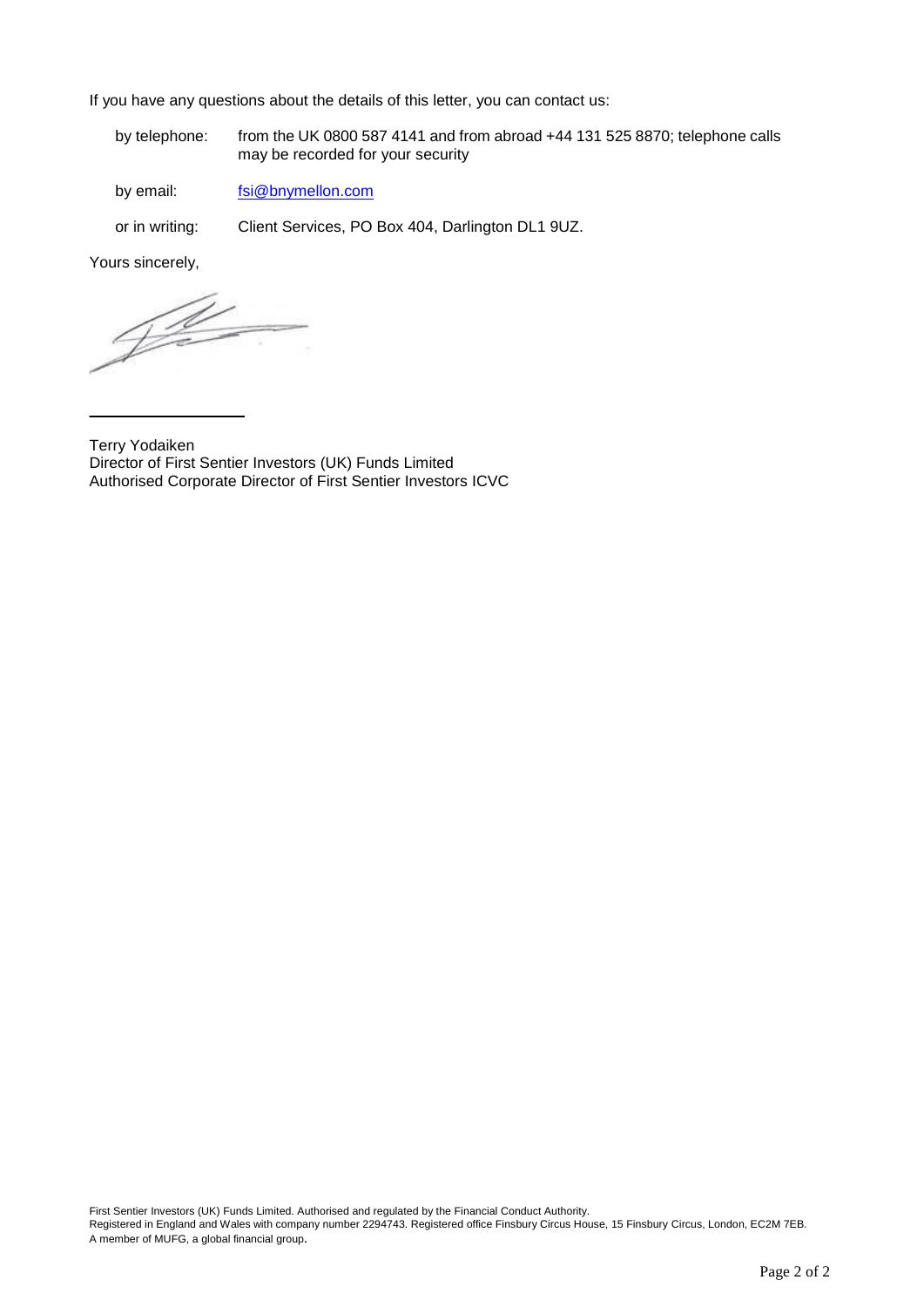If you have any questions about the details of this letter, you can contact us:

by telephone: from the UK 0800 587 4141 and from abroad +44 131 525 8870; telephone calls may be recorded for your security

by email: fsi@bnymellon.com

or in writing: Client Services, PO Box 404, Darlington DL1 9UZ.

Yours sincerely,

Terry Yodaiken
Director of First Sentier Investors (UK) Funds Limited
Authorised Corporate Director of First Sentier Investors ICVC

First Sentier Investors (UK) Funds Limited. Authorised and regulated by the Financial Conduct Authority.
Registered in England and Wales with company number 2294743. Registered office Finsbury Circus House, 15 Finsbury Circus, London, EC2M 7EB.
A member of MUFG, a global financial group.